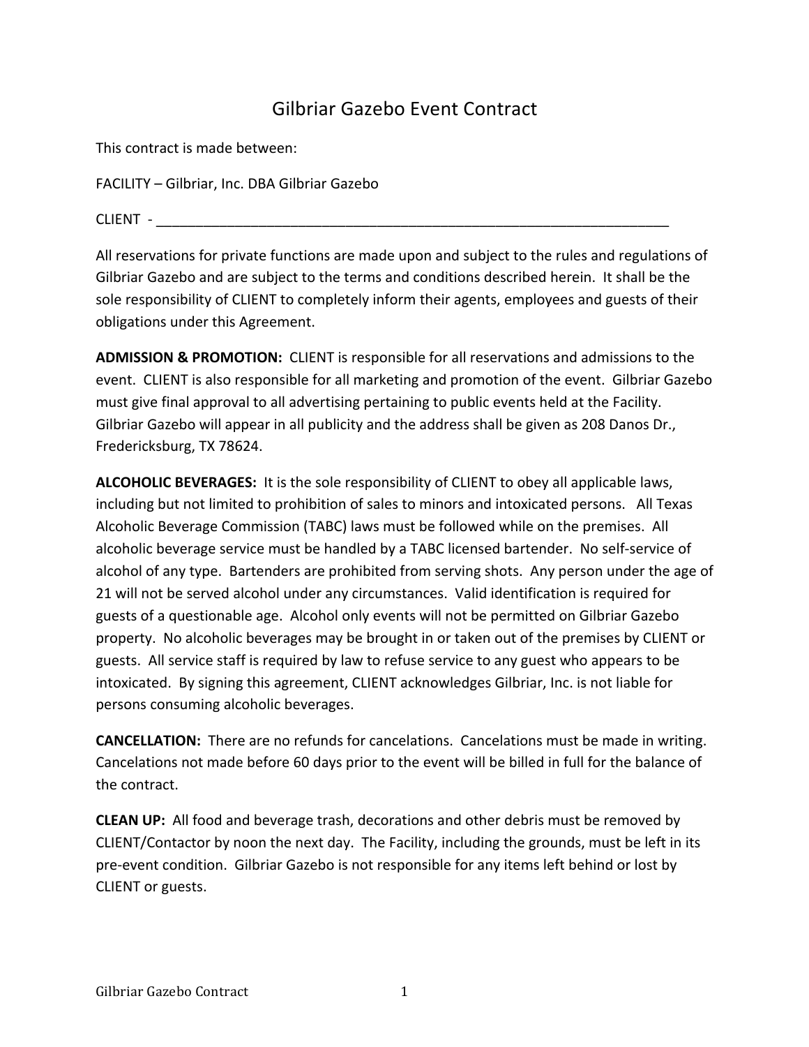# Gilbriar Gazebo Event Contract

This contract is made between:

FACILITY – Gilbriar, Inc. DBA Gilbriar Gazebo

CLIENT - ______________________________________________________________________

All reservations for private functions are made upon and subject to the rules and regulations of Gilbriar Gazebo and are subject to the terms and conditions described herein. It shall be the sole responsibility of CLIENT to completely inform their agents, employees and guests of their obligations under this Agreement.

**ADMISSION & PROMOTION:** CLIENT is responsible for all reservations and admissions to the event. CLIENT is also responsible for all marketing and promotion of the event. Gilbriar Gazebo must give final approval to all advertising pertaining to public events held at the Facility. Gilbriar Gazebo will appear in all publicity and the address shall be given as 208 Danos Dr., Fredericksburg, TX 78624.

**ALCOHOLIC BEVERAGES:** It is the sole responsibility of CLIENT to obey all applicable laws, including but not limited to prohibition of sales to minors and intoxicated persons. All Texas Alcoholic Beverage Commission (TABC) laws must be followed while on the premises. All alcoholic beverage service must be handled by a TABC licensed bartender. No self-service of alcohol of any type. Bartenders are prohibited from serving shots. Any person under the age of 21 will not be served alcohol under any circumstances. Valid identification is required for guests of a questionable age. Alcohol only events will not be permitted on Gilbriar Gazebo property. No alcoholic beverages may be brought in or taken out of the premises by CLIENT or guests. All service staff is required by law to refuse service to any guest who appears to be intoxicated. By signing this agreement, CLIENT acknowledges Gilbriar, Inc. is not liable for persons consuming alcoholic beverages.

**CANCELLATION:** There are no refunds for cancelations. Cancelations must be made in writing. Cancelations not made before 60 days prior to the event will be billed in full for the balance of the contract.

**CLEAN UP:** All food and beverage trash, decorations and other debris must be removed by CLIENT/Contactor by noon the next day. The Facility, including the grounds, must be left in its pre-event condition. Gilbriar Gazebo is not responsible for any items left behind or lost by CLIENT or guests.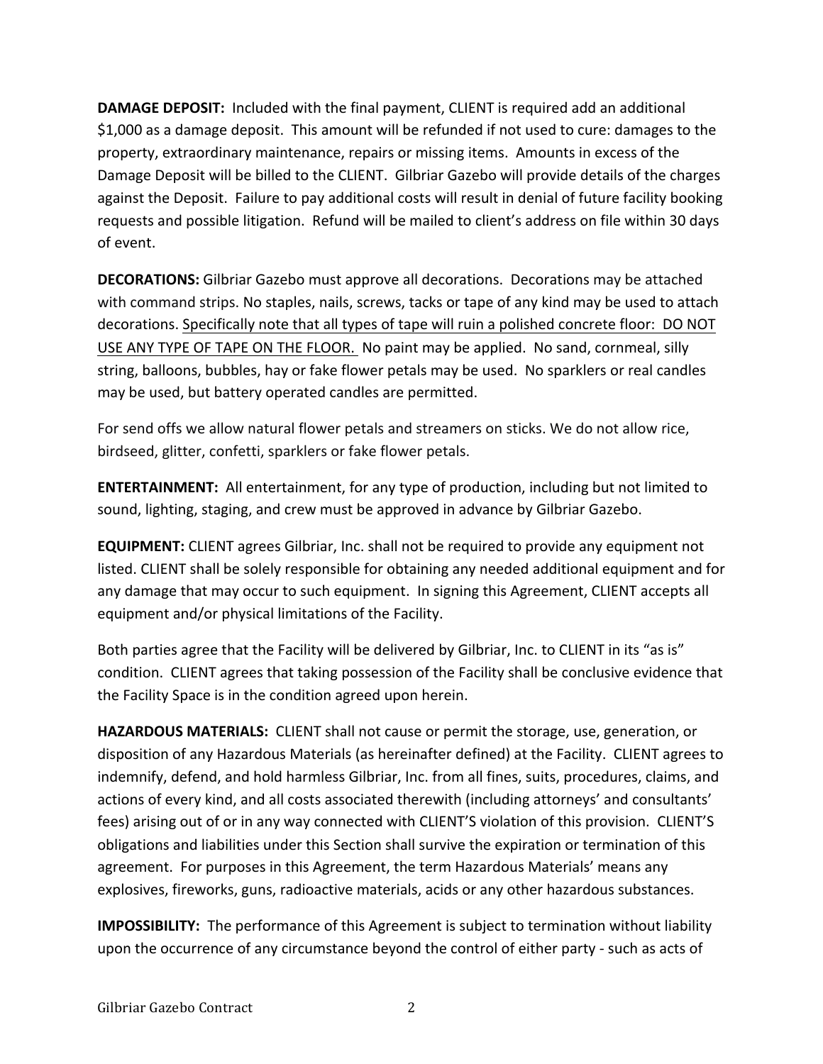**DAMAGE DEPOSIT:** Included with the final payment, CLIENT is required add an additional $1,000 as a damage deposit. This amount will be refunded if not used to cure: damages to the property, extraordinary maintenance, repairs or missing items. Amounts in excess of the Damage Deposit will be billed to the CLIENT. Gilbriar Gazebo will provide details of the charges against the Deposit. Failure to pay additional costs will result in denial of future facility booking requests and possible litigation. Refund will be mailed to client's address on file within 30 days of event.

**DECORATIONS:** Gilbriar Gazebo must approve all decorations. Decorations may be attached with command strips. No staples, nails, screws, tacks or tape of any kind may be used to attach decorations. <u>Specifically note that all types of tape will ruin a polished concrete floor: DO NOT USE ANY TYPE OF TAPE ON THE FLOOR.</u> No paint may be applied. No sand, cornmeal, silly string, balloons, bubbles, hay or fake flower petals may be used. No sparklers or real candles may be used, but battery operated candles are permitted.

For send offs we allow natural flower petals and streamers on sticks. We do not allow rice, birdseed, glitter, confetti, sparklers or fake flower petals.

**ENTERTAINMENT:** All entertainment, for any type of production, including but not limited to sound, lighting, staging, and crew must be approved in advance by Gilbriar Gazebo.

**EQUIPMENT:** CLIENT agrees Gilbriar, Inc. shall not be required to provide any equipment not listed. CLIENT shall be solely responsible for obtaining any needed additional equipment and for any damage that may occur to such equipment. In signing this Agreement, CLIENT accepts all equipment and/or physical limitations of the Facility.

Both parties agree that the Facility will be delivered by Gilbriar, Inc. to CLIENT in its "as is" condition. CLIENT agrees that taking possession of the Facility shall be conclusive evidence that the Facility Space is in the condition agreed upon herein.

**HAZARDOUS MATERIALS:** CLIENT shall not cause or permit the storage, use, generation, or disposition of any Hazardous Materials (as hereinafter defined) at the Facility. CLIENT agrees to indemnify, defend, and hold harmless Gilbriar, Inc. from all fines, suits, procedures, claims, and actions of every kind, and all costs associated therewith (including attorneys' and consultants' fees) arising out of or in any way connected with CLIENT'S violation of this provision. CLIENT'S obligations and liabilities under this Section shall survive the expiration or termination of this agreement. For purposes in this Agreement, the term Hazardous Materials' means any explosives, fireworks, guns, radioactive materials, acids or any other hazardous substances.

**IMPOSSIBILITY:** The performance of this Agreement is subject to termination without liability upon the occurrence of any circumstance beyond the control of either party - such as acts of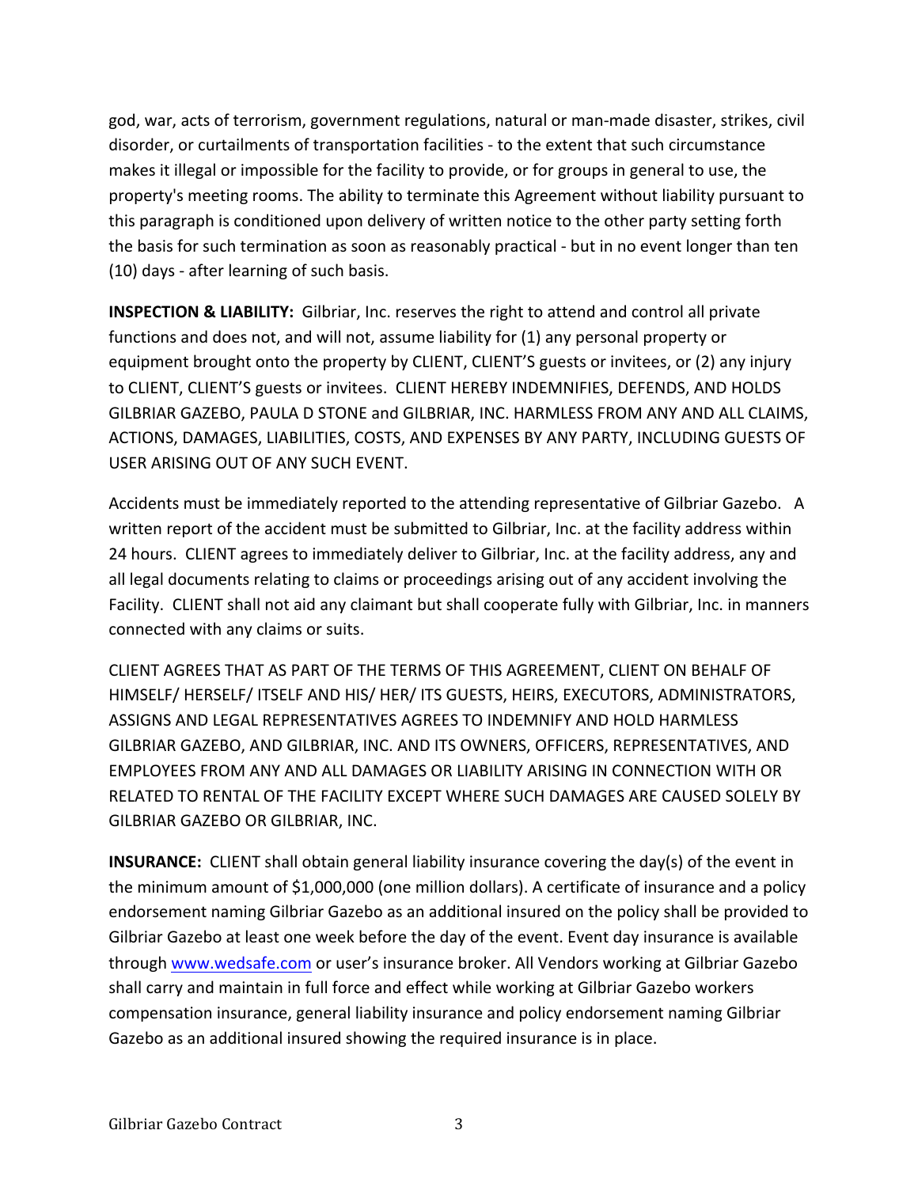god, war, acts of terrorism, government regulations, natural or man-made disaster, strikes, civil disorder, or curtailments of transportation facilities - to the extent that such circumstance makes it illegal or impossible for the facility to provide, or for groups in general to use, the property's meeting rooms. The ability to terminate this Agreement without liability pursuant to this paragraph is conditioned upon delivery of written notice to the other party setting forth the basis for such termination as soon as reasonably practical - but in no event longer than ten (10) days - after learning of such basis.

**INSPECTION & LIABILITY:** Gilbriar, Inc. reserves the right to attend and control all private functions and does not, and will not, assume liability for (1) any personal property or equipment brought onto the property by CLIENT, CLIENT'S guests or invitees, or (2) any injury to CLIENT, CLIENT'S guests or invitees. CLIENT HEREBY INDEMNIFIES, DEFENDS, AND HOLDS GILBRIAR GAZEBO, PAULA D STONE and GILBRIAR, INC. HARMLESS FROM ANY AND ALL CLAIMS, ACTIONS, DAMAGES, LIABILITIES, COSTS, AND EXPENSES BY ANY PARTY, INCLUDING GUESTS OF USER ARISING OUT OF ANY SUCH EVENT.

Accidents must be immediately reported to the attending representative of Gilbriar Gazebo. A written report of the accident must be submitted to Gilbriar, Inc. at the facility address within 24 hours. CLIENT agrees to immediately deliver to Gilbriar, Inc. at the facility address, any and all legal documents relating to claims or proceedings arising out of any accident involving the Facility. CLIENT shall not aid any claimant but shall cooperate fully with Gilbriar, Inc. in manners connected with any claims or suits.

CLIENT AGREES THAT AS PART OF THE TERMS OF THIS AGREEMENT, CLIENT ON BEHALF OF HIMSELF/ HERSELF/ ITSELF AND HIS/ HER/ ITS GUESTS, HEIRS, EXECUTORS, ADMINISTRATORS, ASSIGNS AND LEGAL REPRESENTATIVES AGREES TO INDEMNIFY AND HOLD HARMLESS GILBRIAR GAZEBO, AND GILBRIAR, INC. AND ITS OWNERS, OFFICERS, REPRESENTATIVES, AND EMPLOYEES FROM ANY AND ALL DAMAGES OR LIABILITY ARISING IN CONNECTION WITH OR RELATED TO RENTAL OF THE FACILITY EXCEPT WHERE SUCH DAMAGES ARE CAUSED SOLELY BY GILBRIAR GAZEBO OR GILBRIAR, INC.

**INSURANCE:** CLIENT shall obtain general liability insurance covering the day(s) of the event in the minimum amount of $1,000,000 (one million dollars). A certificate of insurance and a policy endorsement naming Gilbriar Gazebo as an additional insured on the policy shall be provided to Gilbriar Gazebo at least one week before the day of the event. Event day insurance is available through www.wedsafe.com or user's insurance broker. All Vendors working at Gilbriar Gazebo shall carry and maintain in full force and effect while working at Gilbriar Gazebo workers compensation insurance, general liability insurance and policy endorsement naming Gilbriar Gazebo as an additional insured showing the required insurance is in place.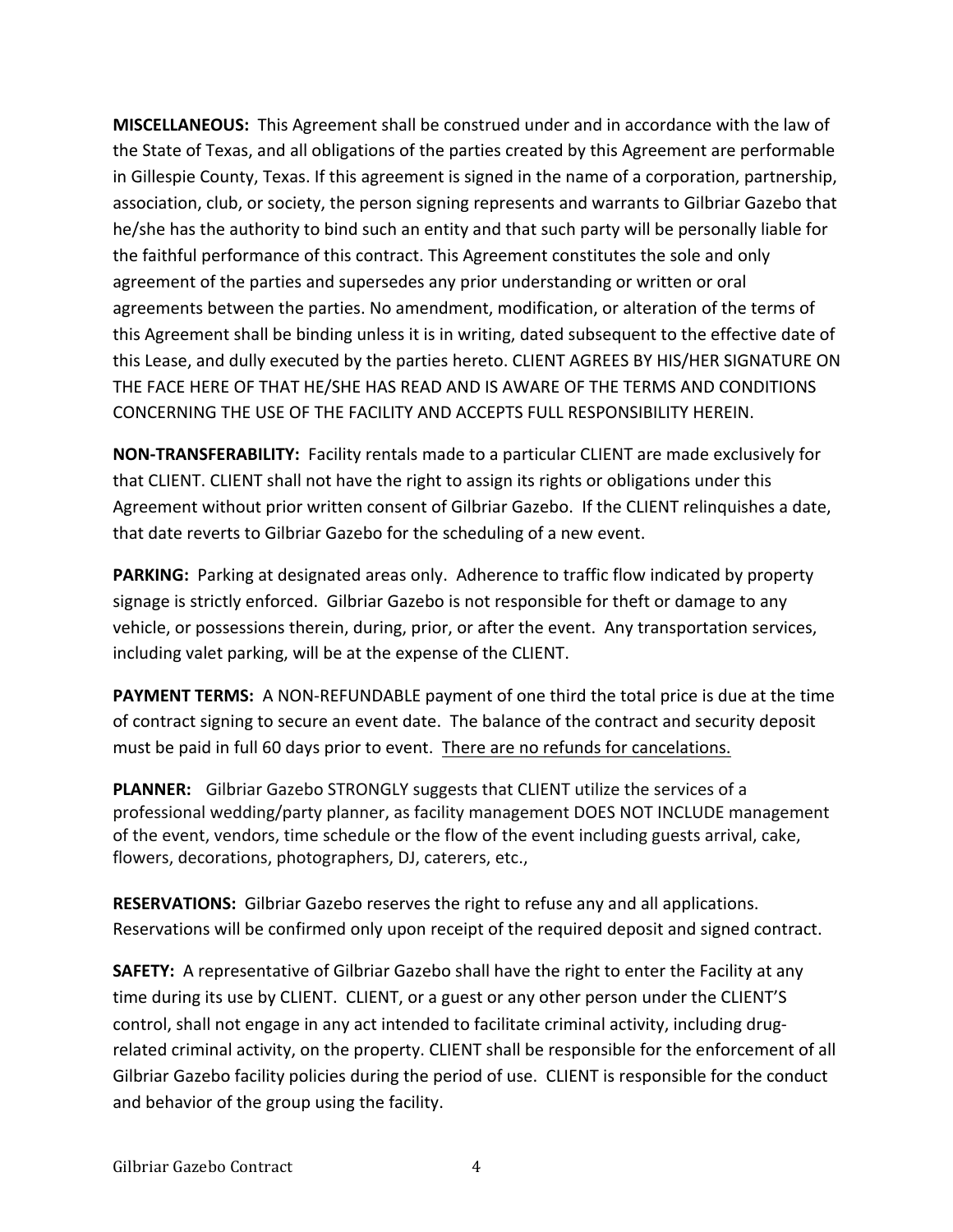**MISCELLANEOUS:** This Agreement shall be construed under and in accordance with the law of the State of Texas, and all obligations of the parties created by this Agreement are performable in Gillespie County, Texas. If this agreement is signed in the name of a corporation, partnership, association, club, or society, the person signing represents and warrants to Gilbriar Gazebo that he/she has the authority to bind such an entity and that such party will be personally liable for the faithful performance of this contract. This Agreement constitutes the sole and only agreement of the parties and supersedes any prior understanding or written or oral agreements between the parties. No amendment, modification, or alteration of the terms of this Agreement shall be binding unless it is in writing, dated subsequent to the effective date of this Lease, and dully executed by the parties hereto. CLIENT AGREES BY HIS/HER SIGNATURE ON THE FACE HERE OF THAT HE/SHE HAS READ AND IS AWARE OF THE TERMS AND CONDITIONS CONCERNING THE USE OF THE FACILITY AND ACCEPTS FULL RESPONSIBILITY HEREIN.

**NON-TRANSFERABILITY:** Facility rentals made to a particular CLIENT are made exclusively for that CLIENT. CLIENT shall not have the right to assign its rights or obligations under this Agreement without prior written consent of Gilbriar Gazebo. If the CLIENT relinquishes a date, that date reverts to Gilbriar Gazebo for the scheduling of a new event.

**PARKING:** Parking at designated areas only. Adherence to traffic flow indicated by property signage is strictly enforced. Gilbriar Gazebo is not responsible for theft or damage to any vehicle, or possessions therein, during, prior, or after the event. Any transportation services, including valet parking, will be at the expense of the CLIENT.

**PAYMENT TERMS:** A NON-REFUNDABLE payment of one third the total price is due at the time of contract signing to secure an event date. The balance of the contract and security deposit must be paid in full 60 days prior to event. <u>There are no refunds for cancelations.</u>

**PLANNER:** Gilbriar Gazebo STRONGLY suggests that CLIENT utilize the services of a professional wedding/party planner, as facility management DOES NOT INCLUDE management of the event, vendors, time schedule or the flow of the event including guests arrival, cake, flowers, decorations, photographers, DJ, caterers, etc.,

**RESERVATIONS:** Gilbriar Gazebo reserves the right to refuse any and all applications. Reservations will be confirmed only upon receipt of the required deposit and signed contract.

**SAFETY:** A representative of Gilbriar Gazebo shall have the right to enter the Facility at any time during its use by CLIENT. CLIENT, or a guest or any other person under the CLIENT'S control, shall not engage in any act intended to facilitate criminal activity, including drug-related criminal activity, on the property. CLIENT shall be responsible for the enforcement of all Gilbriar Gazebo facility policies during the period of use. CLIENT is responsible for the conduct and behavior of the group using the facility.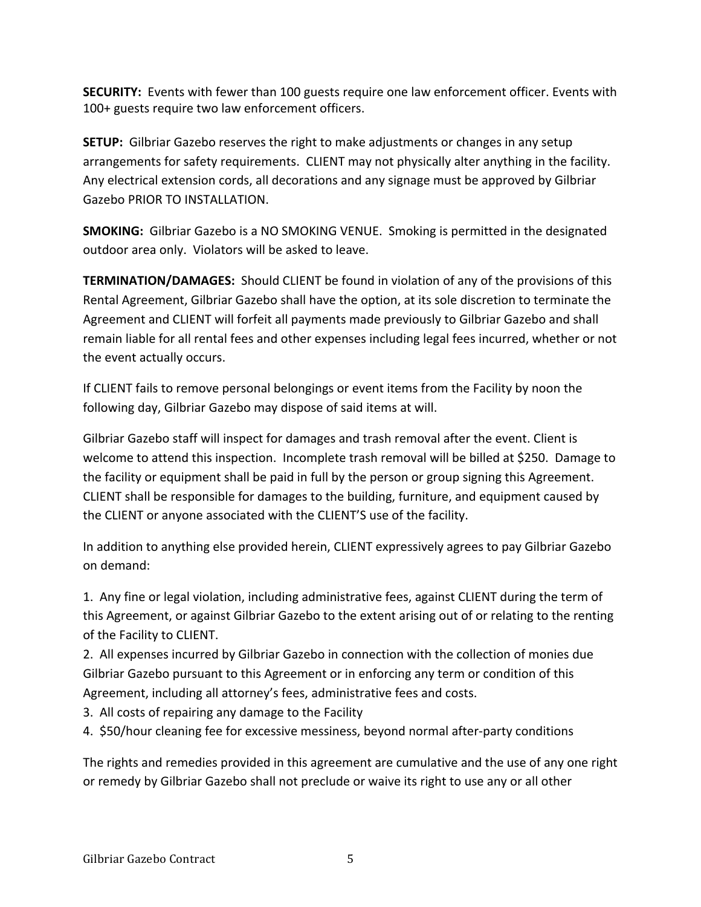**SECURITY:** Events with fewer than 100 guests require one law enforcement officer. Events with 100+ guests require two law enforcement officers.

**SETUP:** Gilbriar Gazebo reserves the right to make adjustments or changes in any setup arrangements for safety requirements. CLIENT may not physically alter anything in the facility. Any electrical extension cords, all decorations and any signage must be approved by Gilbriar Gazebo PRIOR TO INSTALLATION.

**SMOKING:** Gilbriar Gazebo is a NO SMOKING VENUE. Smoking is permitted in the designated outdoor area only. Violators will be asked to leave.

**TERMINATION/DAMAGES:** Should CLIENT be found in violation of any of the provisions of this Rental Agreement, Gilbriar Gazebo shall have the option, at its sole discretion to terminate the Agreement and CLIENT will forfeit all payments made previously to Gilbriar Gazebo and shall remain liable for all rental fees and other expenses including legal fees incurred, whether or not the event actually occurs.

If CLIENT fails to remove personal belongings or event items from the Facility by noon the following day, Gilbriar Gazebo may dispose of said items at will.

Gilbriar Gazebo staff will inspect for damages and trash removal after the event. Client is welcome to attend this inspection. Incomplete trash removal will be billed at $250. Damage to the facility or equipment shall be paid in full by the person or group signing this Agreement. CLIENT shall be responsible for damages to the building, furniture, and equipment caused by the CLIENT or anyone associated with the CLIENT'S use of the facility.

In addition to anything else provided herein, CLIENT expressively agrees to pay Gilbriar Gazebo on demand:

1. Any fine or legal violation, including administrative fees, against CLIENT during the term of this Agreement, or against Gilbriar Gazebo to the extent arising out of or relating to the renting of the Facility to CLIENT.
2. All expenses incurred by Gilbriar Gazebo in connection with the collection of monies due Gilbriar Gazebo pursuant to this Agreement or in enforcing any term or condition of this Agreement, including all attorney's fees, administrative fees and costs.
3. All costs of repairing any damage to the Facility
4. $50/hour cleaning fee for excessive messiness, beyond normal after-party conditions

The rights and remedies provided in this agreement are cumulative and the use of any one right or remedy by Gilbriar Gazebo shall not preclude or waive its right to use any or all other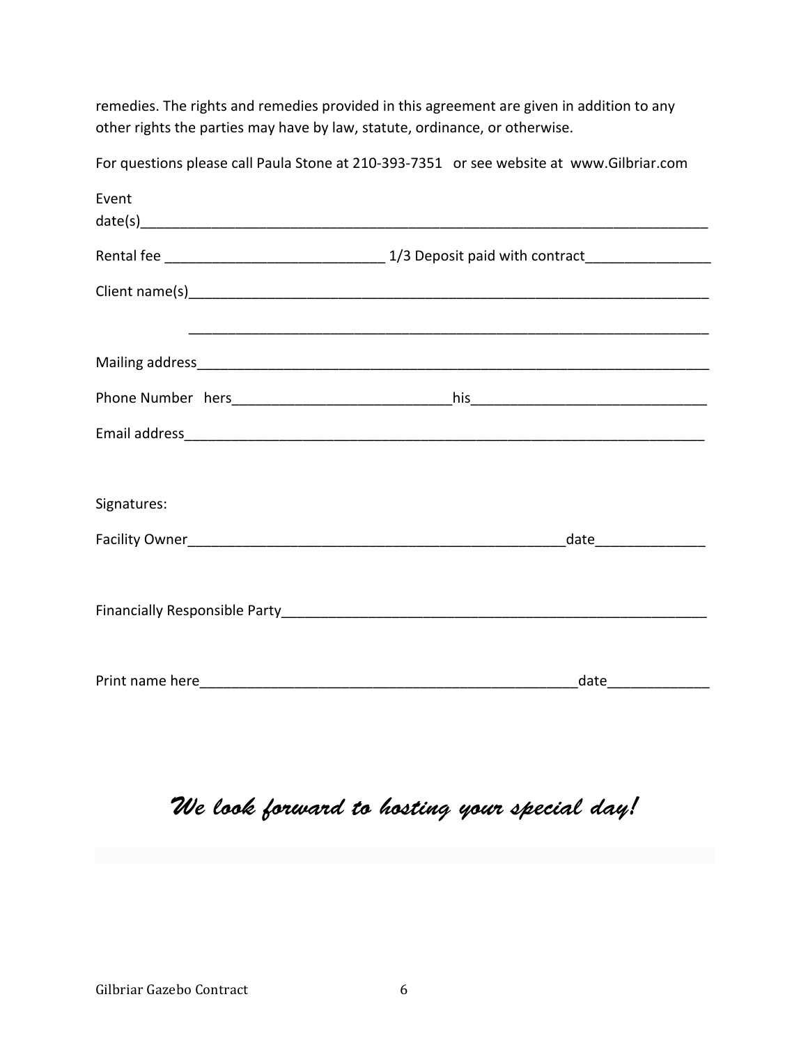remedies. The rights and remedies provided in this agreement are given in addition to any other rights the parties may have by law, statute, ordinance, or otherwise.

For questions please call Paula Stone at 210-393-7351 or see website at www.Gilbriar.com

Event date(s)___________________________________________________________________________

Rental fee ____________________________ 1/3 Deposit paid with contract________________

Client name(s)_____________________________________________________________________

_____________________________________________________________________

Mailing address____________________________________________________________________

Phone Number hers____________________________his______________________________

Email address______________________________________________________________________

Signatures:

Facility Owner__________________________________________________date______________

Financially Responsible Party_________________________________________________________

Print name here__________________________________________________date_____________

*We look forward to hosting your special day!*